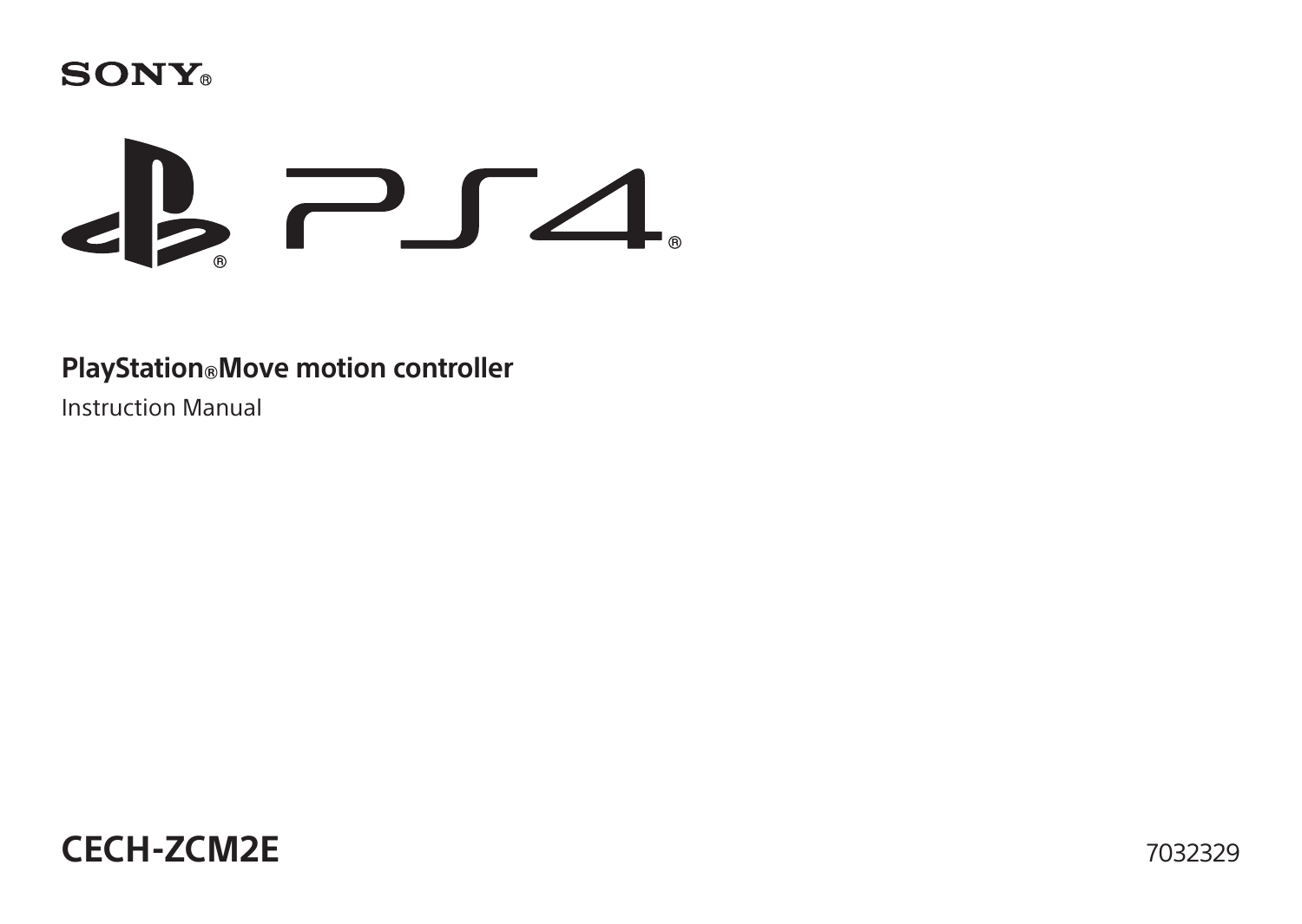SONY®

PS4®

# PlayStation®Move motion controller

Instruction Manual

**CECH-ZCM2E**

7032329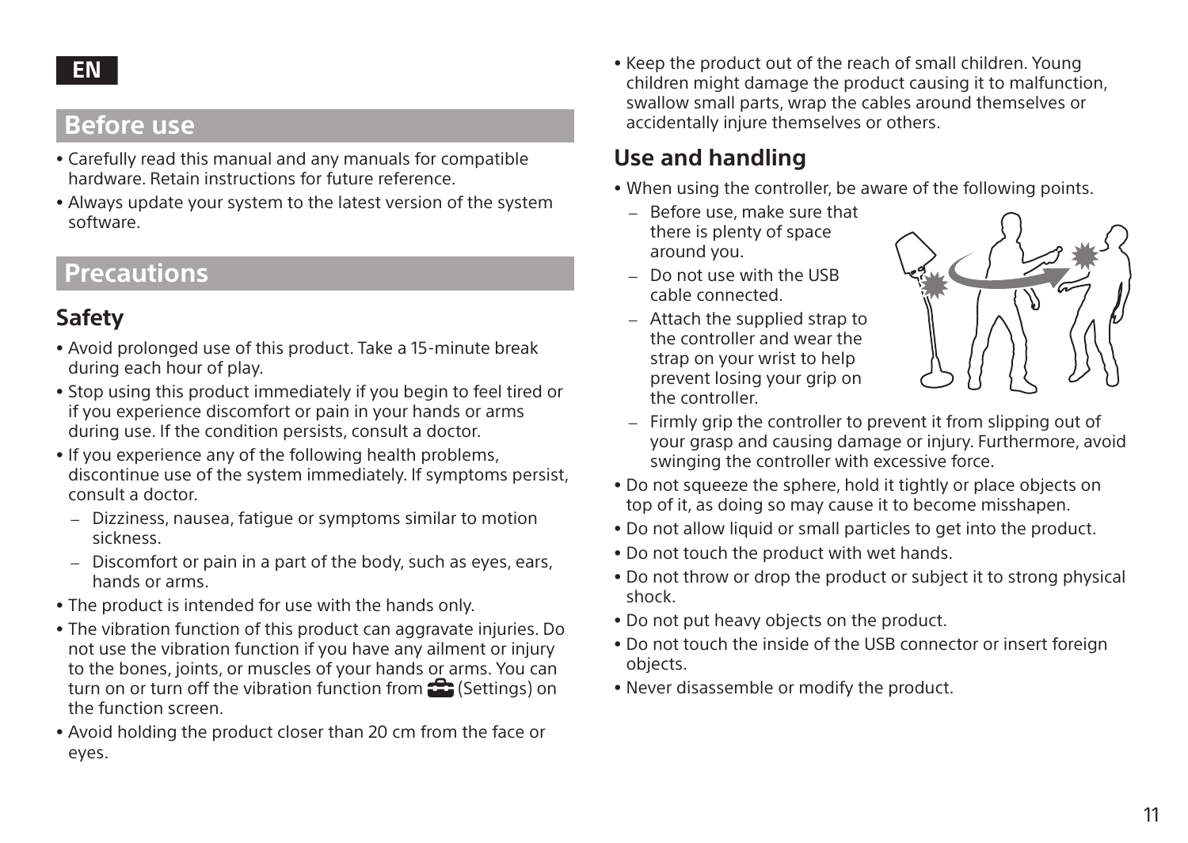EN

## Before use

- Carefully read this manual and any manuals for compatible hardware. Retain instructions for future reference.
- Always update your system to the latest version of the system software.

## Precautions

### Safety

- Avoid prolonged use of this product. Take a 15-minute break during each hour of play.
- Stop using this product immediately if you begin to feel tired or if you experience discomfort or pain in your hands or arms during use. If the condition persists, consult a doctor.
- If you experience any of the following health problems, discontinue use of the system immediately. If symptoms persist, consult a doctor.
  - Dizziness, nausea, fatigue or symptoms similar to motion sickness.
  - Discomfort or pain in a part of the body, such as eyes, ears, hands or arms.
- The product is intended for use with the hands only.
- The vibration function of this product can aggravate injuries. Do not use the vibration function if you have any ailment or injury to the bones, joints, or muscles of your hands or arms. You can turn on or turn off the vibration function from (Settings) on the function screen.
- Avoid holding the product closer than 20 cm from the face or eyes.
- Keep the product out of the reach of small children. Young children might damage the product causing it to malfunction, swallow small parts, wrap the cables around themselves or accidentally injure themselves or others.

### Use and handling

- When using the controller, be aware of the following points.
  - Before use, make sure that there is plenty of space around you.
  - Do not use with the USB cable connected.
  - Attach the supplied strap to the controller and wear the strap on your wrist to help prevent losing your grip on the controller.
  - Firmly grip the controller to prevent it from slipping out of your grasp and causing damage or injury. Furthermore, avoid swinging the controller with excessive force.
- Do not squeeze the sphere, hold it tightly or place objects on top of it, as doing so may cause it to become misshapen.
- Do not allow liquid or small particles to get into the product.
- Do not touch the product with wet hands.
- Do not throw or drop the product or subject it to strong physical shock.
- Do not put heavy objects on the product.
- Do not touch the inside of the USB connector or insert foreign objects.
- Never disassemble or modify the product.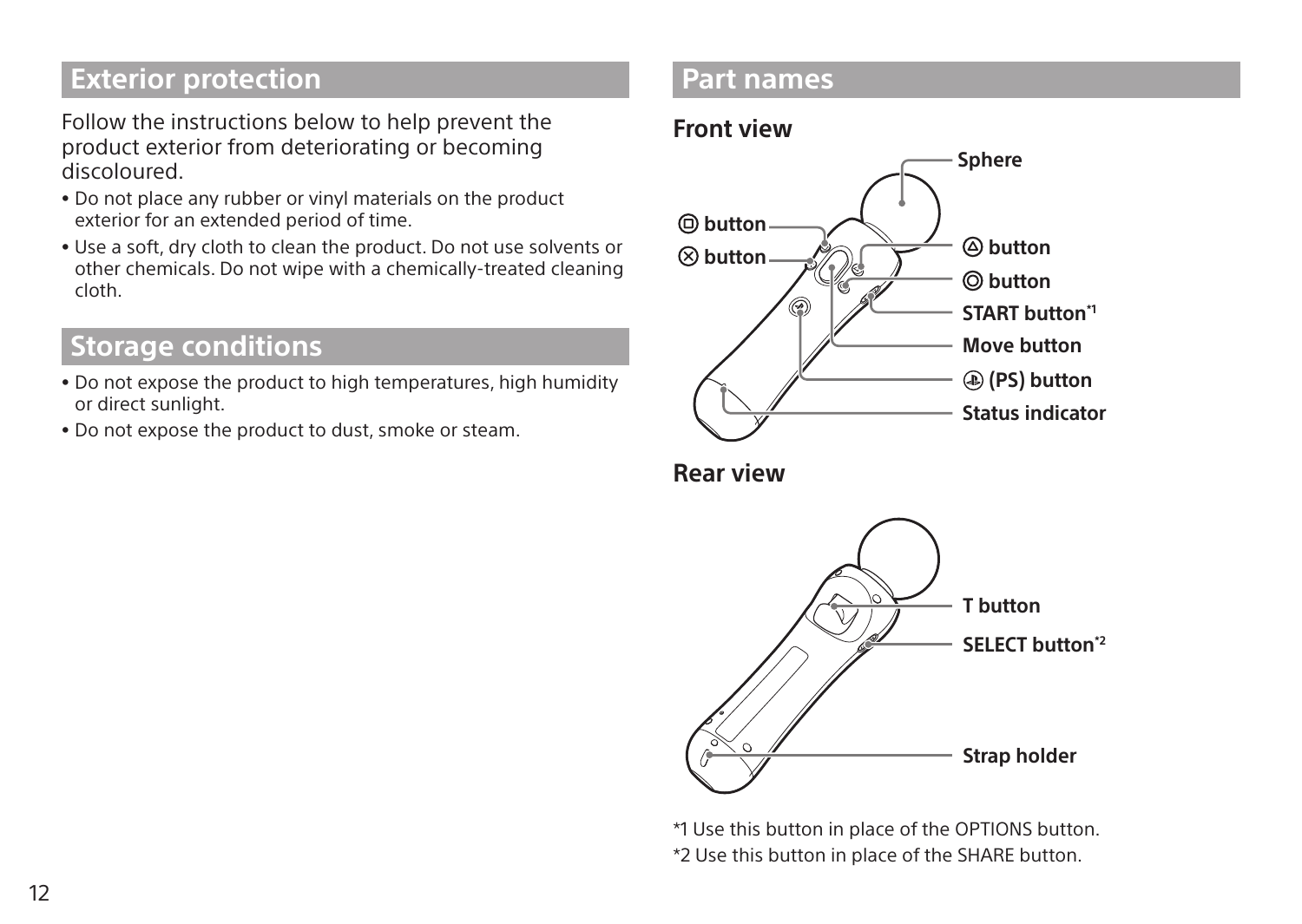## Exterior protection

Follow the instructions below to help prevent the product exterior from deteriorating or becoming discoloured.

- Do not place any rubber or vinyl materials on the product exterior for an extended period of time.
- Use a soft, dry cloth to clean the product. Do not use solvents or other chemicals. Do not wipe with a chemically-treated cleaning cloth.

## Storage conditions

- Do not expose the product to high temperatures, high humidity or direct sunlight.
- Do not expose the product to dust, smoke or steam.

## Part names

### Front view

**Sphere**

**□ button**

**✕ button**

**△ button**

**○ button**

**START button*1**

**Move button**

**(PS) button**

**Status indicator**

### Rear view

**T button**

**SELECT button*2**

**Strap holder**

*1 Use this button in place of the OPTIONS button.

*2 Use this button in place of the SHARE button.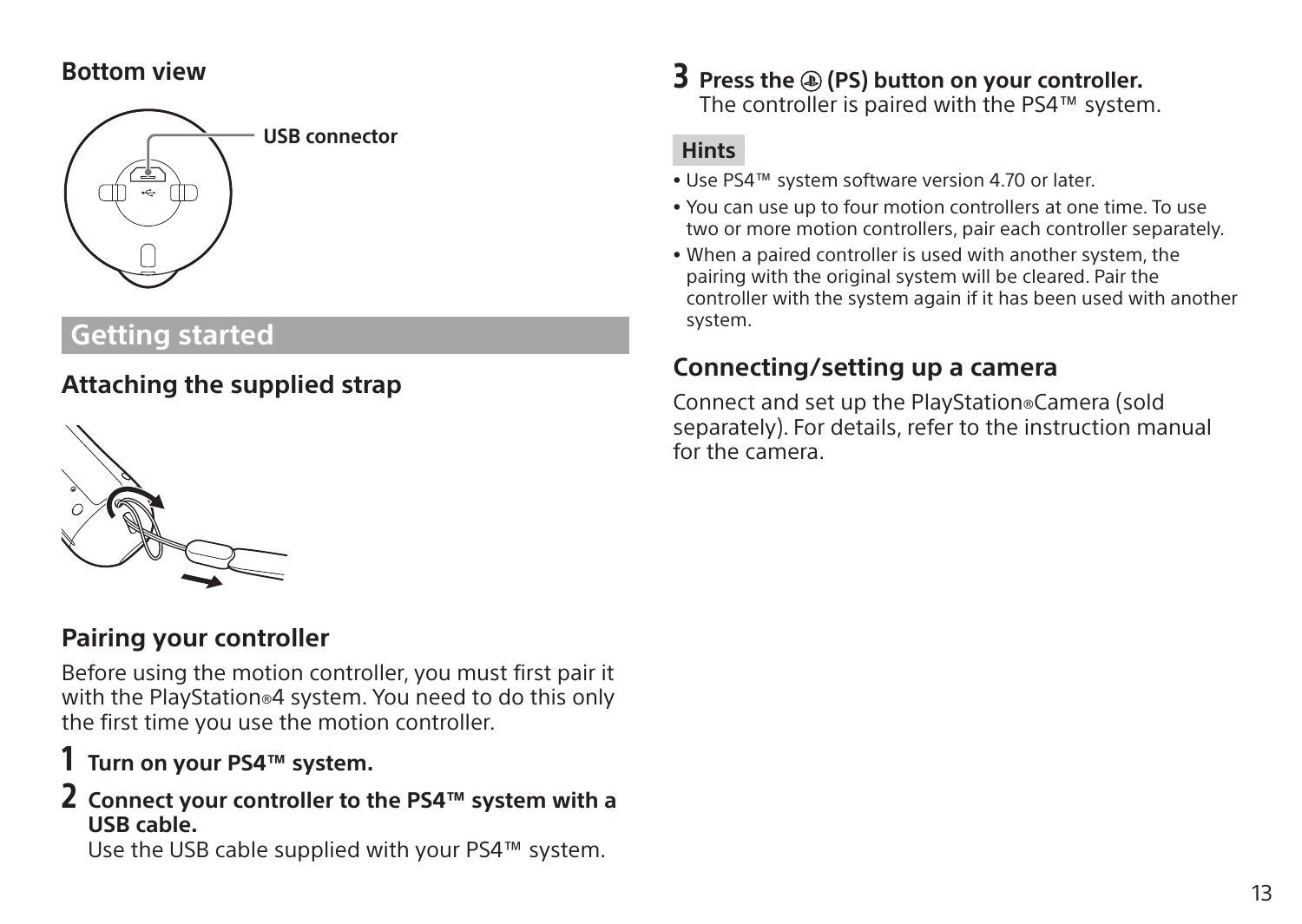### Bottom view

USB connector

## Getting started

### Attaching the supplied strap

### Pairing your controller

Before using the motion controller, you must first pair it with the PlayStation®4 system. You need to do this only the first time you use the motion controller.

1. **Turn on your PS4™ system.**
2. **Connect your controller to the PS4™ system with a USB cable.**
   Use the USB cable supplied with your PS4™ system.
3. **Press the (PS) button on your controller.**
   The controller is paired with the PS4™ system.

**Hints**

- Use PS4™ system software version 4.70 or later.
- You can use up to four motion controllers at one time. To use two or more motion controllers, pair each controller separately.
- When a paired controller is used with another system, the pairing with the original system will be cleared. Pair the controller with the system again if it has been used with another system.

### Connecting/setting up a camera

Connect and set up the PlayStation®Camera (sold separately). For details, refer to the instruction manual for the camera.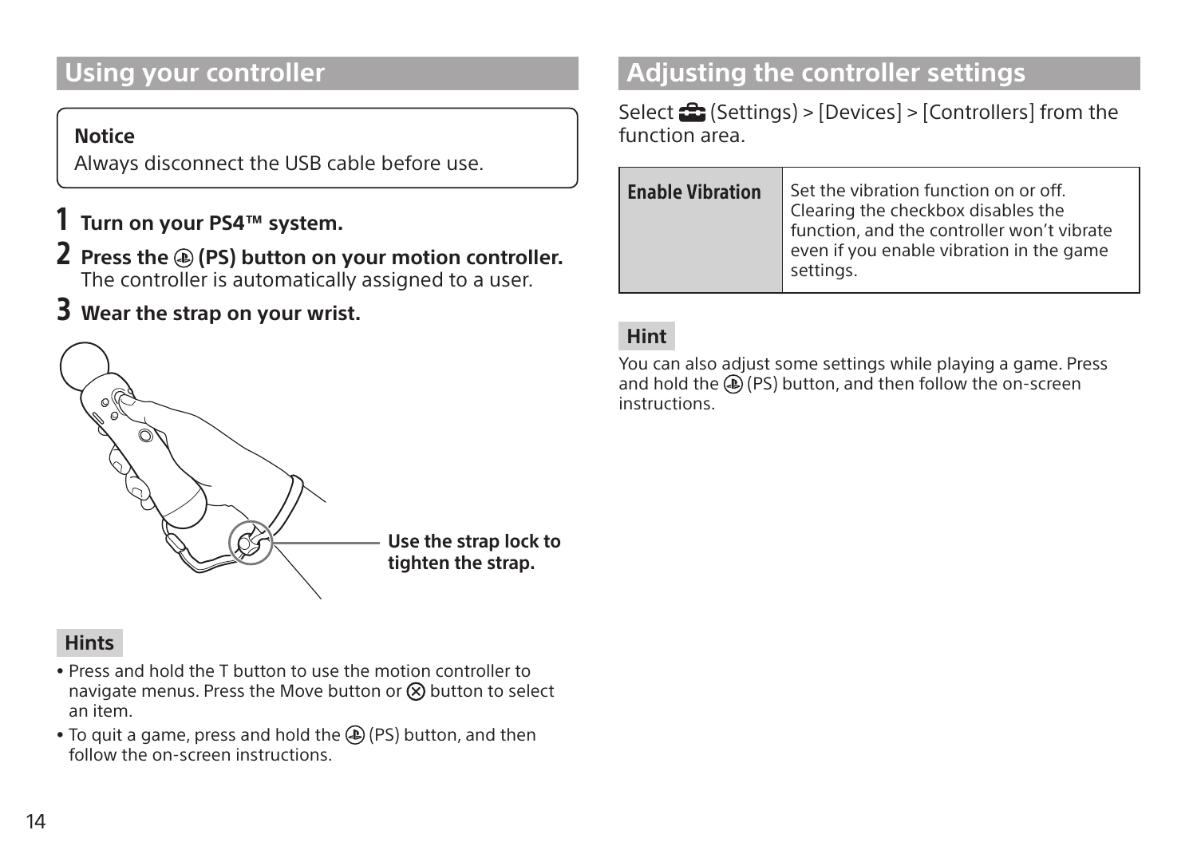## Using your controller

**Notice**
Always disconnect the USB cable before use.

1. **Turn on your PS4™ system.**
2. **Press the (PS) button on your motion controller.**
   The controller is automatically assigned to a user.
3. **Wear the strap on your wrist.**

**Use the strap lock to tighten the strap.**

### Hints

- Press and hold the T button to use the motion controller to navigate menus. Press the Move button or ⊗ button to select an item.
- To quit a game, press and hold the (PS) button, and then follow the on-screen instructions.

## Adjusting the controller settings

Select (Settings) > [Devices] > [Controllers] from the function area.

| | |
|---|---|
| **Enable Vibration** | Set the vibration function on or off. Clearing the checkbox disables the function, and the controller won't vibrate even if you enable vibration in the game settings. |

### Hint

You can also adjust some settings while playing a game. Press and hold the (PS) button, and then follow the on-screen instructions.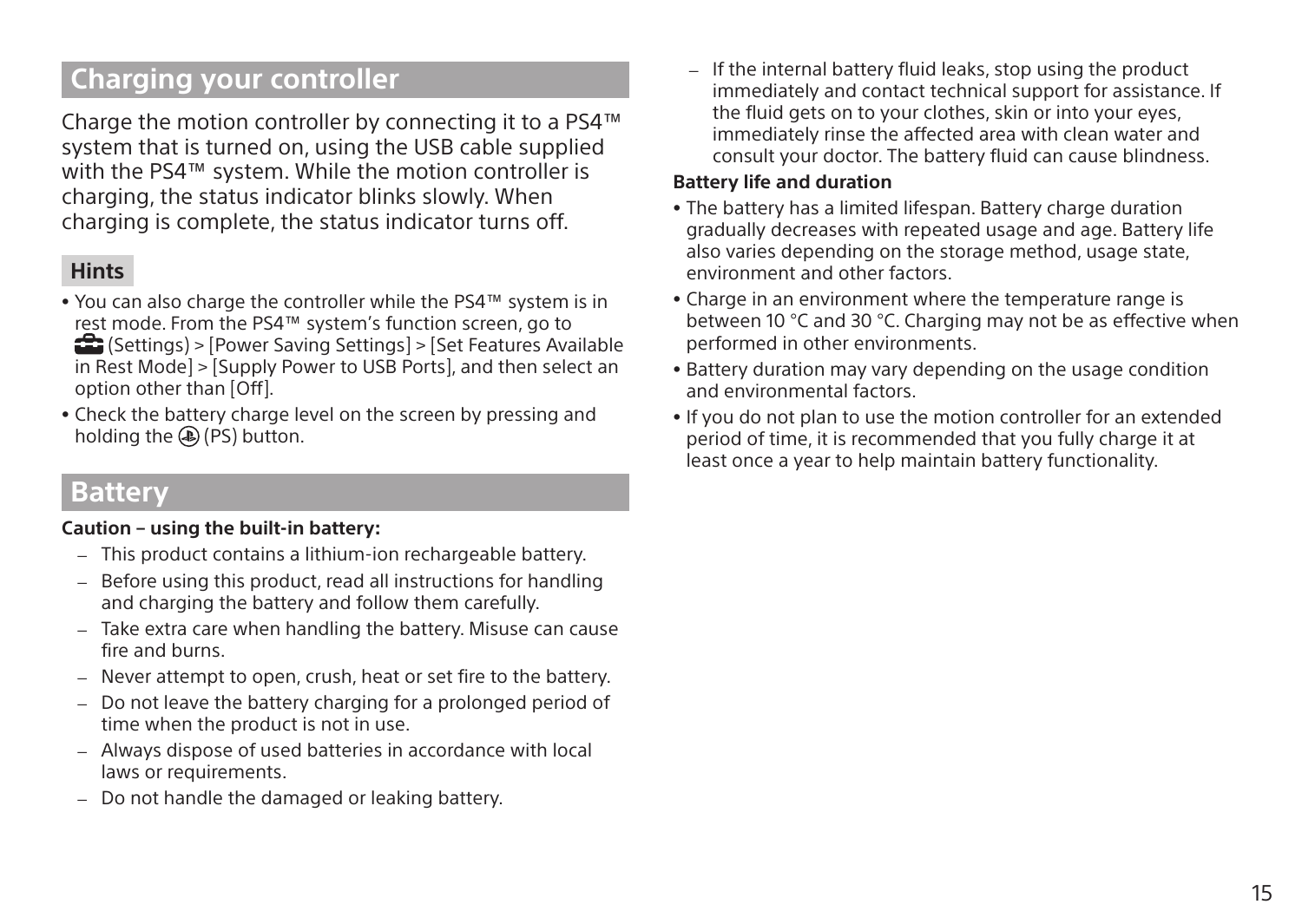## Charging your controller

Charge the motion controller by connecting it to a PS4™ system that is turned on, using the USB cable supplied with the PS4™ system. While the motion controller is charging, the status indicator blinks slowly. When charging is complete, the status indicator turns off.

### Hints

- You can also charge the controller while the PS4™ system is in rest mode. From the PS4™ system's function screen, go to (Settings) > [Power Saving Settings] > [Set Features Available in Rest Mode] > [Supply Power to USB Ports], and then select an option other than [Off].
- Check the battery charge level on the screen by pressing and holding the (PS) button.

## Battery

**Caution – using the built-in battery:**

- This product contains a lithium-ion rechargeable battery.
- Before using this product, read all instructions for handling and charging the battery and follow them carefully.
- Take extra care when handling the battery. Misuse can cause fire and burns.
- Never attempt to open, crush, heat or set fire to the battery.
- Do not leave the battery charging for a prolonged period of time when the product is not in use.
- Always dispose of used batteries in accordance with local laws or requirements.
- Do not handle the damaged or leaking battery.
- If the internal battery fluid leaks, stop using the product immediately and contact technical support for assistance. If the fluid gets on to your clothes, skin or into your eyes, immediately rinse the affected area with clean water and consult your doctor. The battery fluid can cause blindness.

**Battery life and duration**

- The battery has a limited lifespan. Battery charge duration gradually decreases with repeated usage and age. Battery life also varies depending on the storage method, usage state, environment and other factors.
- Charge in an environment where the temperature range is between 10 °C and 30 °C. Charging may not be as effective when performed in other environments.
- Battery duration may vary depending on the usage condition and environmental factors.
- If you do not plan to use the motion controller for an extended period of time, it is recommended that you fully charge it at least once a year to help maintain battery functionality.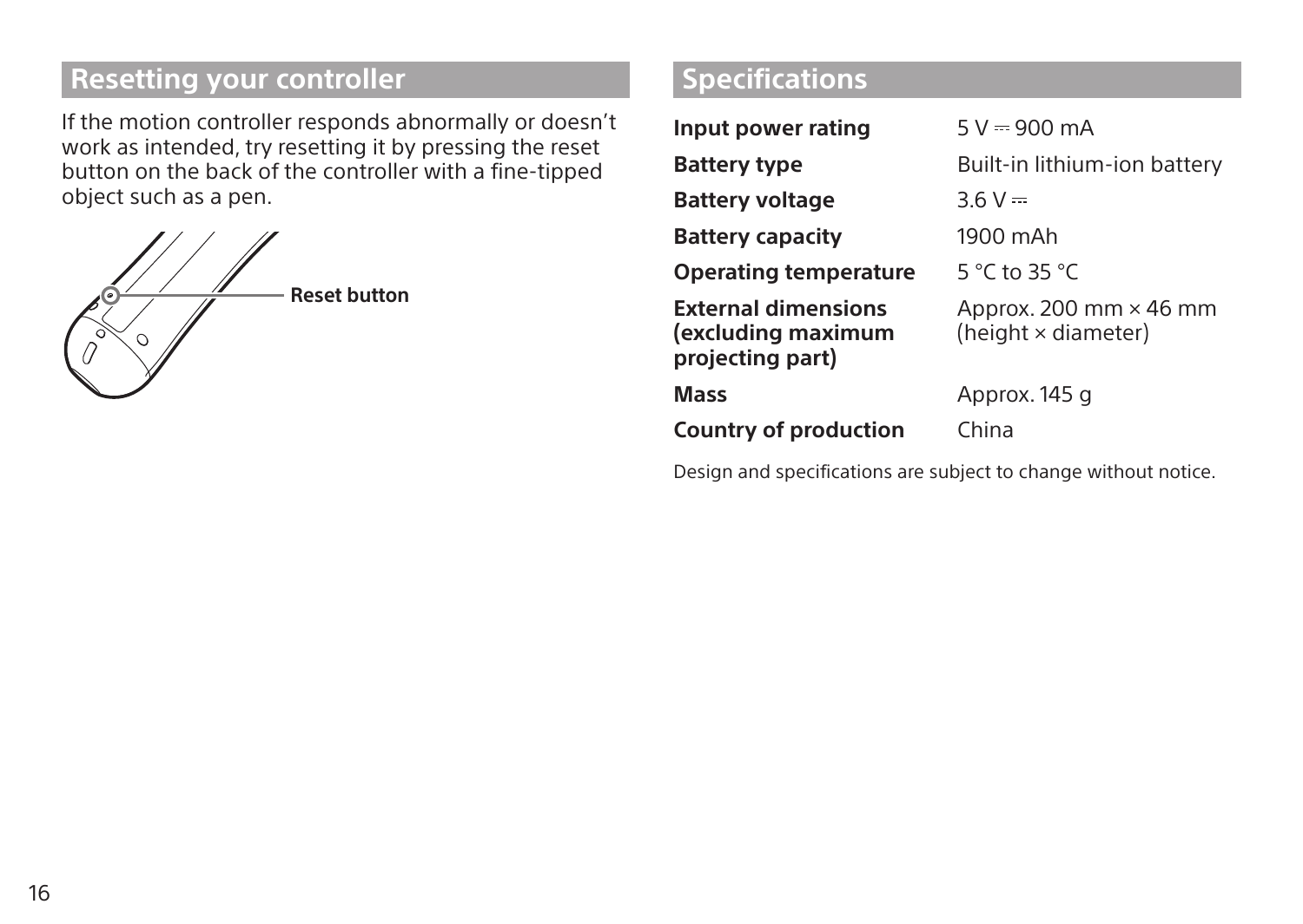## Resetting your controller

If the motion controller responds abnormally or doesn't work as intended, try resetting it by pressing the reset button on the back of the controller with a fine-tipped object such as a pen.

Reset button

## Specifications

| | |
|---|---|
| **Input power rating** | 5 V ⎓ 900 mA |
| **Battery type** | Built-in lithium-ion battery |
| **Battery voltage** | 3.6 V ⎓ |
| **Battery capacity** | 1900 mAh |
| **Operating temperature** | 5 °C to 35 °C |
| **External dimensions (excluding maximum projecting part)** | Approx. 200 mm × 46 mm (height × diameter) |
| **Mass** | Approx. 145 g |
| **Country of production** | China |

Design and specifications are subject to change without notice.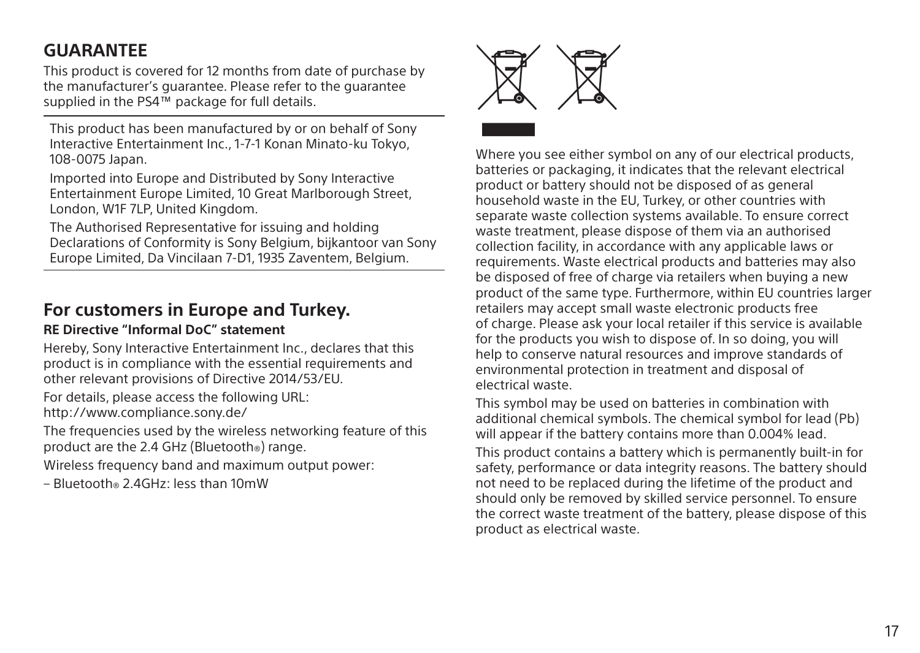## GUARANTEE

This product is covered for 12 months from date of purchase by the manufacturer's guarantee. Please refer to the guarantee supplied in the PS4™ package for full details.

---

This product has been manufactured by or on behalf of Sony Interactive Entertainment Inc., 1-7-1 Konan Minato-ku Tokyo, 108-0075 Japan.

Imported into Europe and Distributed by Sony Interactive Entertainment Europe Limited, 10 Great Marlborough Street, London, W1F 7LP, United Kingdom.

The Authorised Representative for issuing and holding Declarations of Conformity is Sony Belgium, bijkantoor van Sony Europe Limited, Da Vincilaan 7-D1, 1935 Zaventem, Belgium.

---

## For customers in Europe and Turkey.

**RE Directive "Informal DoC" statement**

Hereby, Sony Interactive Entertainment Inc., declares that this product is in compliance with the essential requirements and other relevant provisions of Directive 2014/53/EU.

For details, please access the following URL:
http://www.compliance.sony.de/

The frequencies used by the wireless networking feature of this product are the 2.4 GHz (Bluetooth®) range.

Wireless frequency band and maximum output power:

– Bluetooth® 2.4GHz: less than 10mW

Where you see either symbol on any of our electrical products, batteries or packaging, it indicates that the relevant electrical product or battery should not be disposed of as general household waste in the EU, Turkey, or other countries with separate waste collection systems available. To ensure correct waste treatment, please dispose of them via an authorised collection facility, in accordance with any applicable laws or requirements. Waste electrical products and batteries may also be disposed of free of charge via retailers when buying a new product of the same type. Furthermore, within EU countries larger retailers may accept small waste electronic products free of charge. Please ask your local retailer if this service is available for the products you wish to dispose of. In so doing, you will help to conserve natural resources and improve standards of environmental protection in treatment and disposal of electrical waste.

This symbol may be used on batteries in combination with additional chemical symbols. The chemical symbol for lead (Pb) will appear if the battery contains more than 0.004% lead.

This product contains a battery which is permanently built-in for safety, performance or data integrity reasons. The battery should not need to be replaced during the lifetime of the product and should only be removed by skilled service personnel. To ensure the correct waste treatment of the battery, please dispose of this product as electrical waste.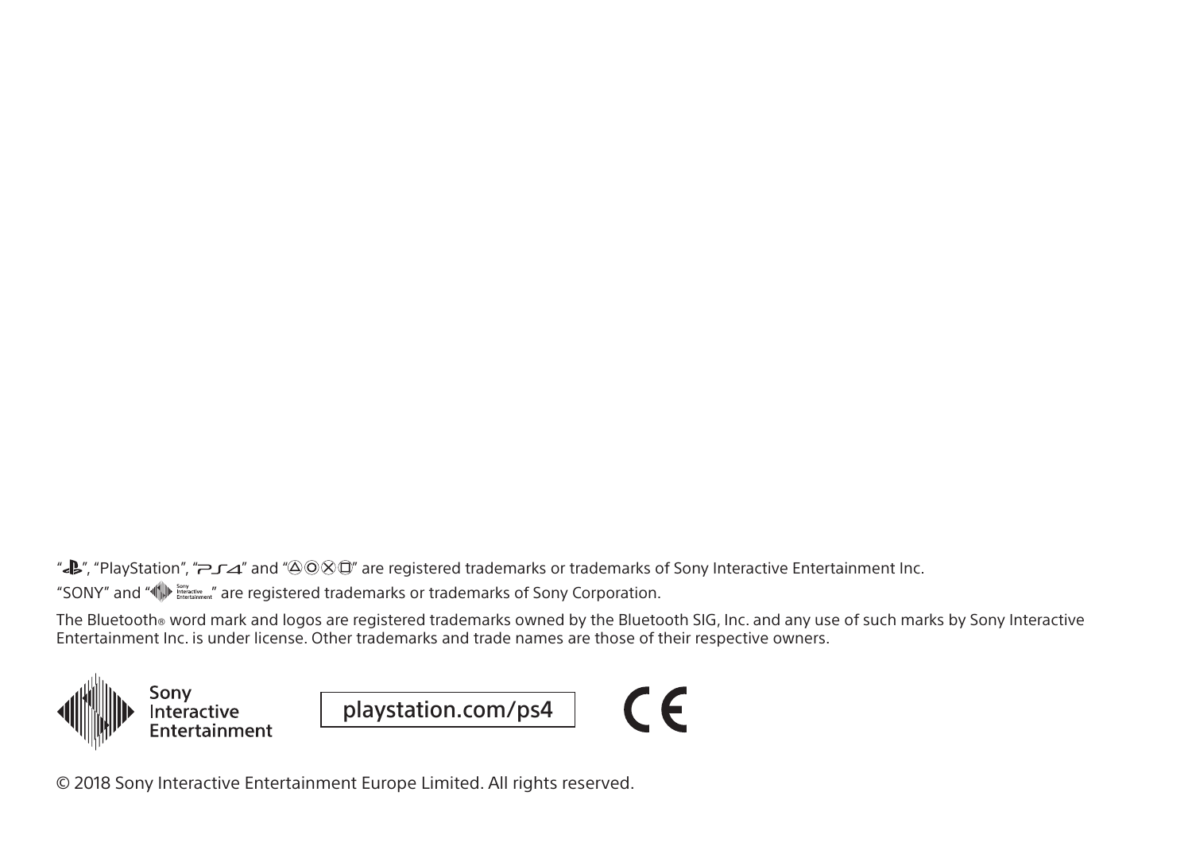"", "PlayStation", "" and "" are registered trademarks or trademarks of Sony Interactive Entertainment Inc.

"SONY" and "" are registered trademarks or trademarks of Sony Corporation.

The Bluetooth® word mark and logos are registered trademarks owned by the Bluetooth SIG, Inc. and any use of such marks by Sony Interactive Entertainment Inc. is under license. Other trademarks and trade names are those of their respective owners.

Sony Interactive Entertainment

playstation.com/ps4

© 2018 Sony Interactive Entertainment Europe Limited. All rights reserved.